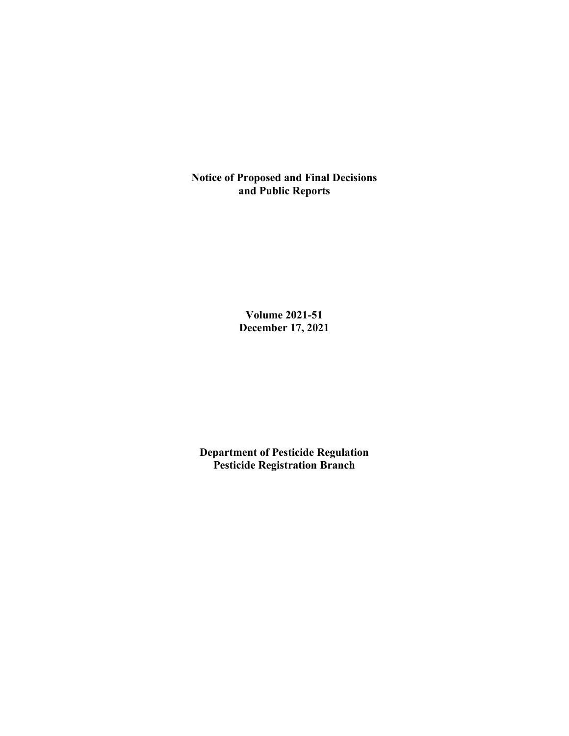# Notice of Proposed and Final Decisions and Public Reports

**Volume 2021-51**
**December 17, 2021**

**Department of Pesticide Regulation**
**Pesticide Registration Branch**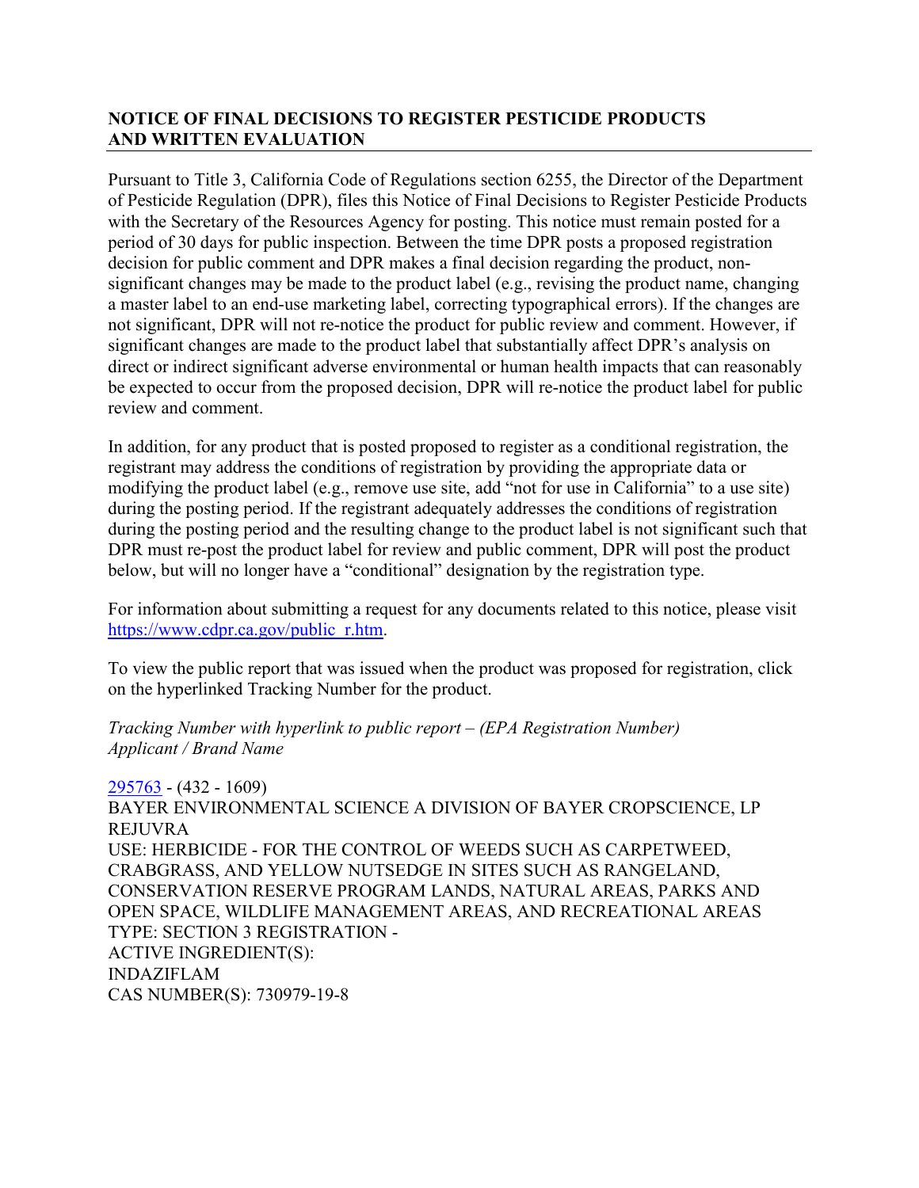## NOTICE OF FINAL DECISIONS TO REGISTER PESTICIDE PRODUCTS AND WRITTEN EVALUATION

Pursuant to Title 3, California Code of Regulations section 6255, the Director of the Department of Pesticide Regulation (DPR), files this Notice of Final Decisions to Register Pesticide Products with the Secretary of the Resources Agency for posting. This notice must remain posted for a period of 30 days for public inspection. Between the time DPR posts a proposed registration decision for public comment and DPR makes a final decision regarding the product, non-significant changes may be made to the product label (e.g., revising the product name, changing a master label to an end-use marketing label, correcting typographical errors). If the changes are not significant, DPR will not re-notice the product for public review and comment. However, if significant changes are made to the product label that substantially affect DPR's analysis on direct or indirect significant adverse environmental or human health impacts that can reasonably be expected to occur from the proposed decision, DPR will re-notice the product label for public review and comment.

In addition, for any product that is posted proposed to register as a conditional registration, the registrant may address the conditions of registration by providing the appropriate data or modifying the product label (e.g., remove use site, add "not for use in California" to a use site) during the posting period. If the registrant adequately addresses the conditions of registration during the posting period and the resulting change to the product label is not significant such that DPR must re-post the product label for review and public comment, DPR will post the product below, but will no longer have a "conditional" designation by the registration type.

For information about submitting a request for any documents related to this notice, please visit https://www.cdpr.ca.gov/public_r.htm.

To view the public report that was issued when the product was proposed for registration, click on the hyperlinked Tracking Number for the product.

*Tracking Number with hyperlink to public report – (EPA Registration Number)*
*Applicant / Brand Name*

295763 - (432 - 1609)
BAYER ENVIRONMENTAL SCIENCE A DIVISION OF BAYER CROPSCIENCE, LP
REJUVRA
USE: HERBICIDE - FOR THE CONTROL OF WEEDS SUCH AS CARPETWEED, CRABGRASS, AND YELLOW NUTSEDGE IN SITES SUCH AS RANGELAND, CONSERVATION RESERVE PROGRAM LANDS, NATURAL AREAS, PARKS AND OPEN SPACE, WILDLIFE MANAGEMENT AREAS, AND RECREATIONAL AREAS
TYPE: SECTION 3 REGISTRATION -
ACTIVE INGREDIENT(S):
INDAZIFLAM
CAS NUMBER(S): 730979-19-8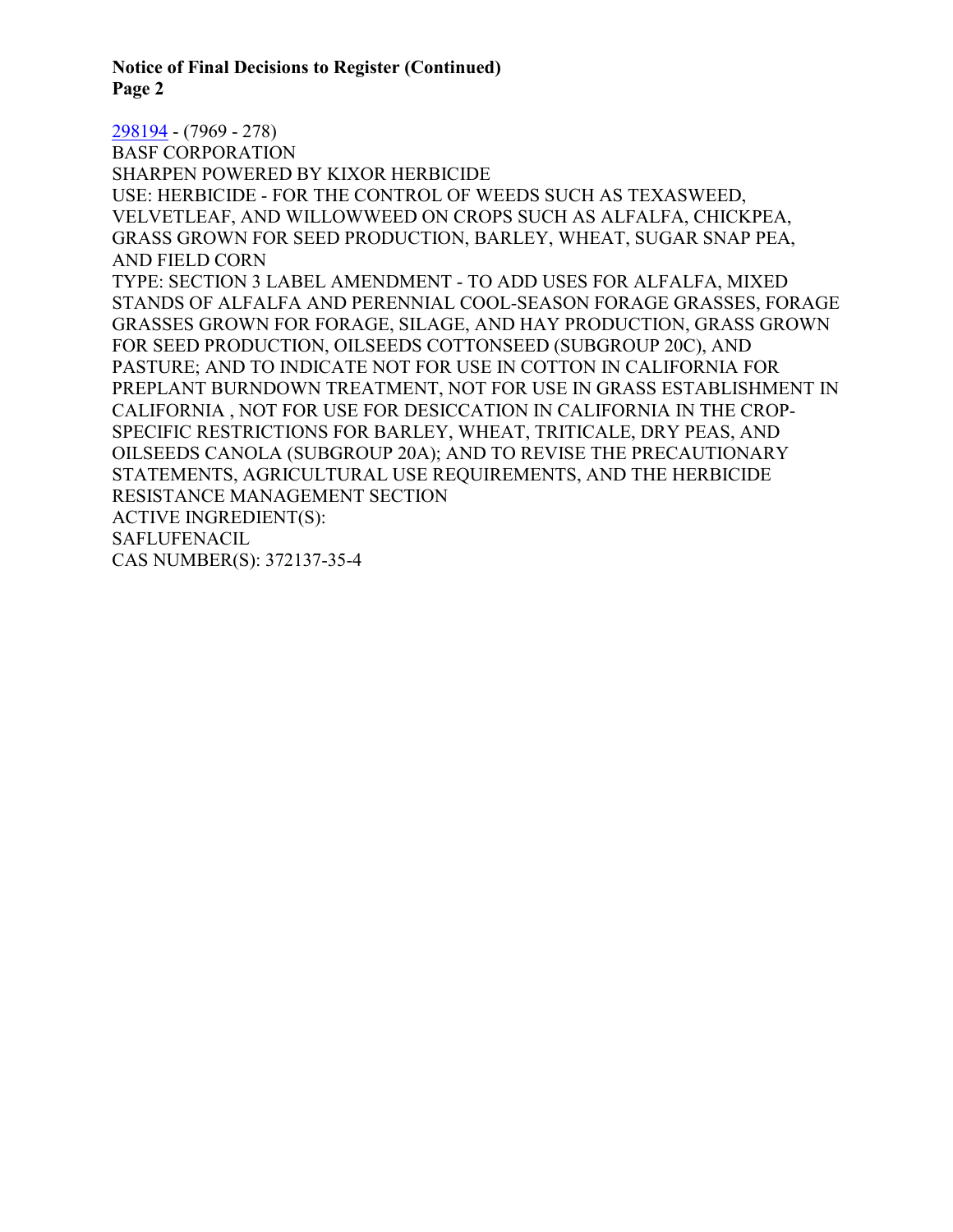298194 - (7969 - 278)
BASF CORPORATION
SHARPEN POWERED BY KIXOR HERBICIDE
USE: HERBICIDE - FOR THE CONTROL OF WEEDS SUCH AS TEXASWEED, VELVETLEAF, AND WILLOWWEED ON CROPS SUCH AS ALFALFA, CHICKPEA, GRASS GROWN FOR SEED PRODUCTION, BARLEY, WHEAT, SUGAR SNAP PEA, AND FIELD CORN
TYPE: SECTION 3 LABEL AMENDMENT - TO ADD USES FOR ALFALFA, MIXED STANDS OF ALFALFA AND PERENNIAL COOL-SEASON FORAGE GRASSES, FORAGE GRASSES GROWN FOR FORAGE, SILAGE, AND HAY PRODUCTION, GRASS GROWN FOR SEED PRODUCTION, OILSEEDS COTTONSEED (SUBGROUP 20C), AND PASTURE; AND TO INDICATE NOT FOR USE IN COTTON IN CALIFORNIA FOR PREPLANT BURNDOWN TREATMENT, NOT FOR USE IN GRASS ESTABLISHMENT IN CALIFORNIA , NOT FOR USE FOR DESICCATION IN CALIFORNIA IN THE CROP-SPECIFIC RESTRICTIONS FOR BARLEY, WHEAT, TRITICALE, DRY PEAS, AND OILSEEDS CANOLA (SUBGROUP 20A); AND TO REVISE THE PRECAUTIONARY STATEMENTS, AGRICULTURAL USE REQUIREMENTS, AND THE HERBICIDE RESISTANCE MANAGEMENT SECTION
ACTIVE INGREDIENT(S):
SAFLUFENACIL
CAS NUMBER(S): 372137-35-4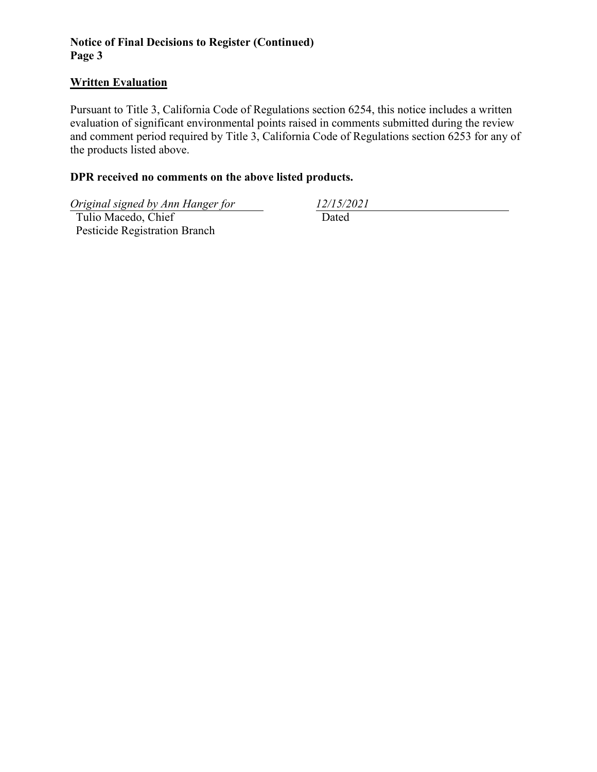## Written Evaluation

Pursuant to Title 3, California Code of Regulations section 6254, this notice includes a written evaluation of significant environmental points raised in comments submitted during the review and comment period required by Title 3, California Code of Regulations section 6253 for any of the products listed above.

**DPR received no comments on the above listed products.**

*Original signed by Ann Hanger for*
Tulio Macedo, Chief
Pesticide Registration Branch

*12/15/2021*
Dated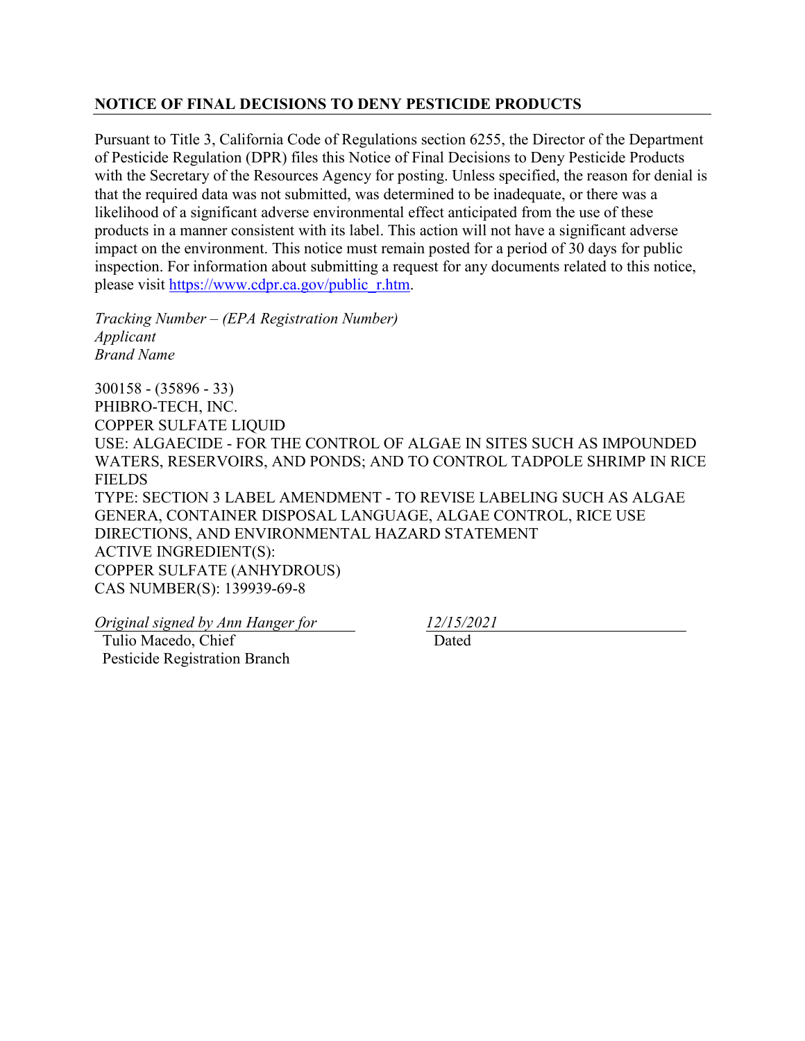## NOTICE OF FINAL DECISIONS TO DENY PESTICIDE PRODUCTS

Pursuant to Title 3, California Code of Regulations section 6255, the Director of the Department of Pesticide Regulation (DPR) files this Notice of Final Decisions to Deny Pesticide Products with the Secretary of the Resources Agency for posting. Unless specified, the reason for denial is that the required data was not submitted, was determined to be inadequate, or there was a likelihood of a significant adverse environmental effect anticipated from the use of these products in a manner consistent with its label. This action will not have a significant adverse impact on the environment. This notice must remain posted for a period of 30 days for public inspection. For information about submitting a request for any documents related to this notice, please visit [https://www.cdpr.ca.gov/public_r.htm](https://www.cdpr.ca.gov/public_r.htm).

*Tracking Number – (EPA Registration Number)*
*Applicant*
*Brand Name*

300158 - (35896 - 33)
PHIBRO-TECH, INC.
COPPER SULFATE LIQUID
USE: ALGAECIDE - FOR THE CONTROL OF ALGAE IN SITES SUCH AS IMPOUNDED WATERS, RESERVOIRS, AND PONDS; AND TO CONTROL TADPOLE SHRIMP IN RICE FIELDS
TYPE: SECTION 3 LABEL AMENDMENT - TO REVISE LABELING SUCH AS ALGAE GENERA, CONTAINER DISPOSAL LANGUAGE, ALGAE CONTROL, RICE USE DIRECTIONS, AND ENVIRONMENTAL HAZARD STATEMENT
ACTIVE INGREDIENT(S):
COPPER SULFATE (ANHYDROUS)
CAS NUMBER(S): 139939-69-8

*Original signed by Ann Hanger for*
Tulio Macedo, Chief
Pesticide Registration Branch

*12/15/2021*
Dated